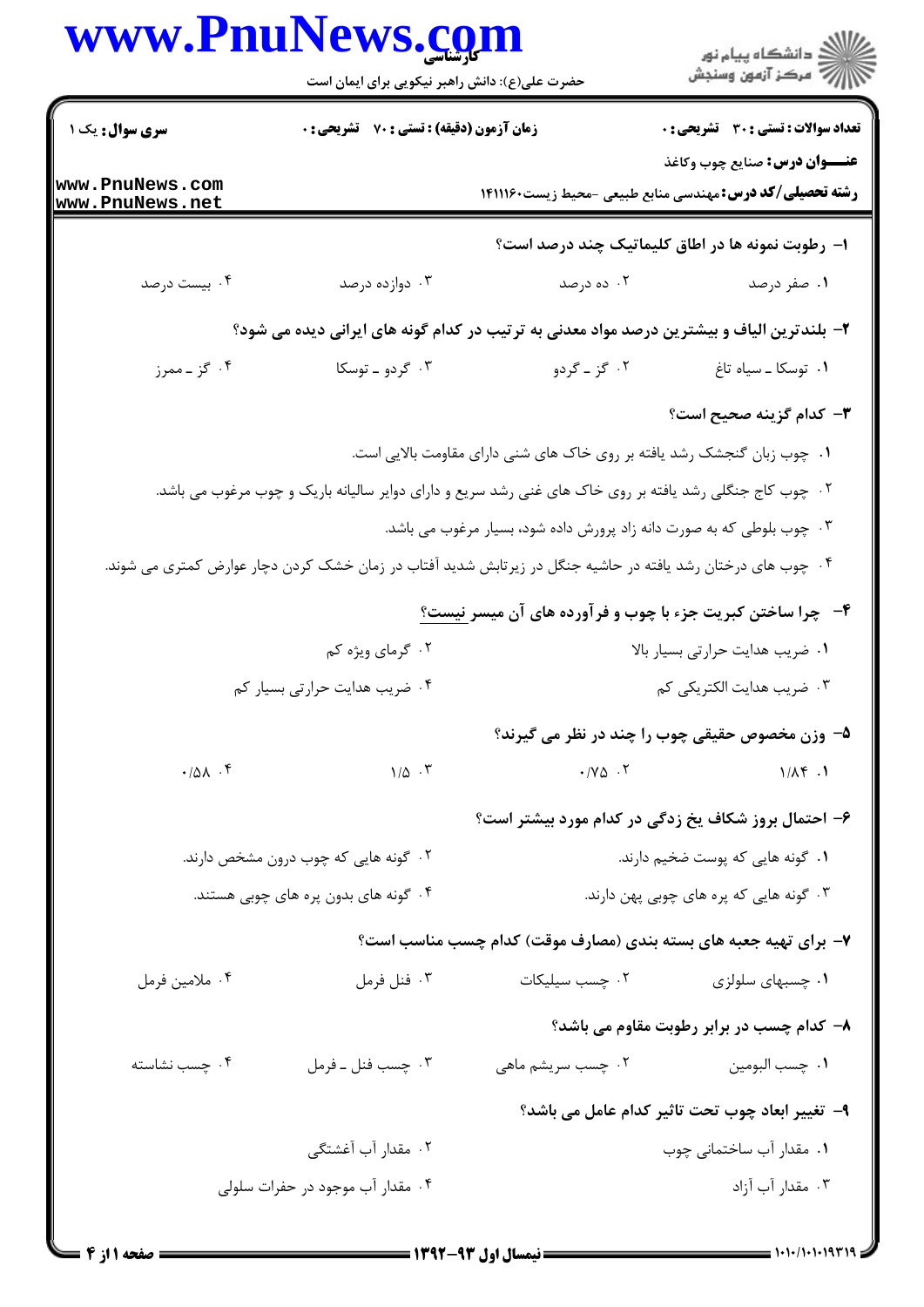**سری سوال:** یک ۱

**زمان آزمون (دقیقه) : تستی : ۷۰ تشریحی : ۰**

**تعداد سوالات : تستی : ۳۰ تشریحی : ۰**

**عنـــوان درس:** صنایع چوب وکاغذ

**رشته تحصیلی/کد درس:** مهندسی منابع طبیعی -محیط زیست۱۴۱۱۱۶۰

۱- رطوبت نمونه ها در اطاق کلیماتیک چند درصد است؟

۱. صفر درصد
۲. ده درصد
۳. دوازده درصد
۴. بیست درصد

۲- بلندترین الیاف و بیشترین درصد مواد معدنی به ترتیب در کدام گونه های ایرانی دیده می شود؟

۱. توسکا ـ سیاه تاغ
۲. گز ـ گردو
۳. گردو ـ توسکا
۴. گز ـ ممرز

۳- کدام گزینه صحیح است؟

۱. چوب زبان گنجشک رشد یافته بر روی خاک های شنی دارای مقاومت بالایی است.
۲. چوب کاج جنگلی رشد یافته بر روی خاک های غنی رشد سریع و دارای دوایر سالیانه باریک و چوب مرغوب می باشد.
۳. چوب بلوطی که به صورت دانه زاد پرورش داده شود، بسیار مرغوب می باشد.
۴. چوب های درختان رشد یافته در حاشیه جنگل در زیرتابش شدید آفتاب در زمان خشک کردن دچار عوارض کمتری می شوند.

۴- چرا ساختن کبریت جزء با چوب و فرآورده های آن میسر نیست؟

۱. ضریب هدایت حرارتی بسیار بالا
۲. گرمای ویژه کم
۳. ضریب هدایت الکتریکی کم
۴. ضریب هدایت حرارتی بسیار کم

۵- وزن مخصوص حقیقی چوب را چند در نظر می گیرند؟

۱. ۱/۸۴
۲. ۰/۷۵
۳. ۱/۵
۴. ۰/۵۸

۶- احتمال بروز شکاف یخ زدگی در کدام مورد بیشتر است؟

۱. گونه هایی که پوست ضخیم دارند.
۲. گونه هایی که چوب درون مشخص دارند.
۳. گونه هایی که پره های چوبی پهن دارند.
۴. گونه های بدون پره های چوبی هستند.

۷- برای تهیه جعبه های بسته بندی (مصارف موقت) کدام چسب مناسب است؟

۱. چسبهای سلولزی
۲. چسب سیلیکات
۳. فنل فرمل
۴. ملامین فرمل

۸- کدام چسب در برابر رطوبت مقاوم می باشد؟

۱. چسب البومین
۲. چسب سریشم ماهی
۳. چسب فنل ـ فرمل
۴. چسب نشاسته

۹- تغییر ابعاد چوب تحت تاثیر کدام عامل می باشد؟

۱. مقدار آب ساختمانی چوب
۲. مقدار آب آغشتگی
۳. مقدار آب آزاد
۴. مقدار آب موجود در حفرات سلولی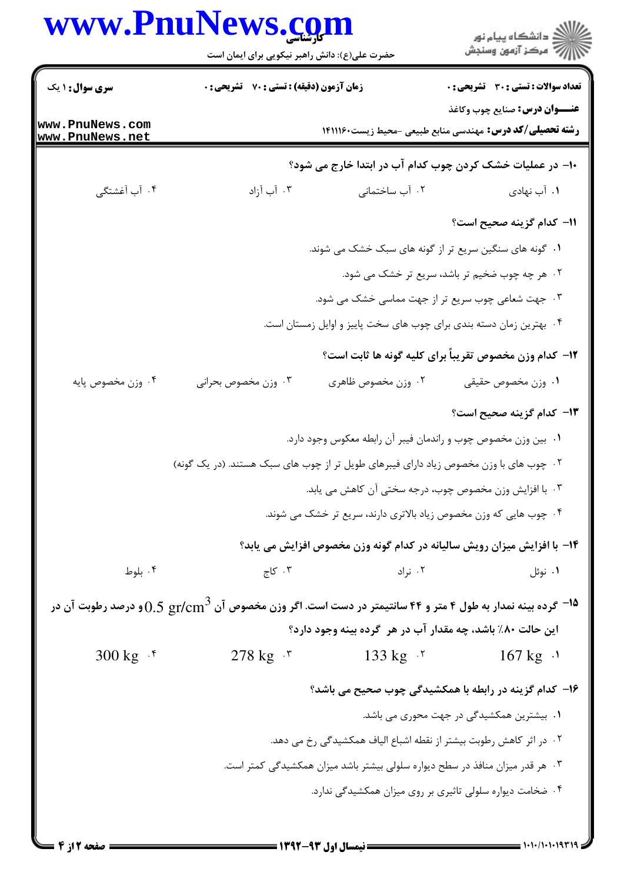**۱۰- در عملیات خشک کردن چوب کدام آب در ابتدا خارج می شود؟**

۱. آب نهادی
۲. آب ساختمانی
۳. آب آزاد
۴. آب آغشتگی

**۱۱- کدام گزینه صحیح است؟**

۱. گونه های سنگین سریع تر از گونه های سبک خشک می شوند.
۲. هر چه چوب ضخیم تر باشد، سریع تر خشک می شود.
۳. جهت شعاعی چوب سریع تر از جهت مماسی خشک می شود.
۴. بهترین زمان دسته بندی برای چوب های سخت پاییز و اوایل زمستان است.

**۱۲- کدام وزن مخصوص تقریباً برای کلیه گونه ها ثابت است؟**

۱. وزن مخصوص حقیقی
۲. وزن مخصوص ظاهری
۳. وزن مخصوص بحرانی
۴. وزن مخصوص پایه

**۱۳- کدام گزینه صحیح است؟**

۱. بین وزن مخصوص چوب و راندمان فیبر آن رابطه معکوس وجود دارد.
۲. چوب های با وزن مخصوص زیاد دارای فیبرهای طویل تر از چوب های سبک هستند. (در یک گونه)
۳. با افزایش وزن مخصوص چوب، درجه سختی آن کاهش می یابد.
۴. چوب هایی که وزن مخصوص زیاد بالاتری دارند، سریع تر خشک می شوند.

**۱۴- با افزایش میزان رویش سالیانه در کدام گونه وزن مخصوص افزایش می یابد؟**

۱. نوئل
۲. نراد
۳. کاج
۴. بلوط

**۱۵- گرده بینه نمدار به طول ۴ متر و ۴۴ سانتیمتر در دست است. اگر وزن مخصوص آن $0.5\ gr/cm^3$ و درصد رطوبت آن در این حالت ۸۰٪ باشد، چه مقدار آب در هر گرده بینه وجود دارد؟**

۱. $167\ kg$
۲. $133\ kg$
۳. $278\ kg$
۴. $300\ kg$

**۱۶- کدام گزینه در رابطه با همکشیدگی چوب صحیح می باشد؟**

۱. بیشترین همکشیدگی در جهت محوری می باشد.
۲. در اثر کاهش رطوبت بیشتر از نقطه اشباع الیاف همکشیدگی رخ می دهد.
۳. هر قدر میزان منافذ در سطح دیواره سلولی بیشتر باشد میزان همکشیدگی کمتر است.
۴. ضخامت دیواره سلولی تاثیری بر روی میزان همکشیدگی ندارد.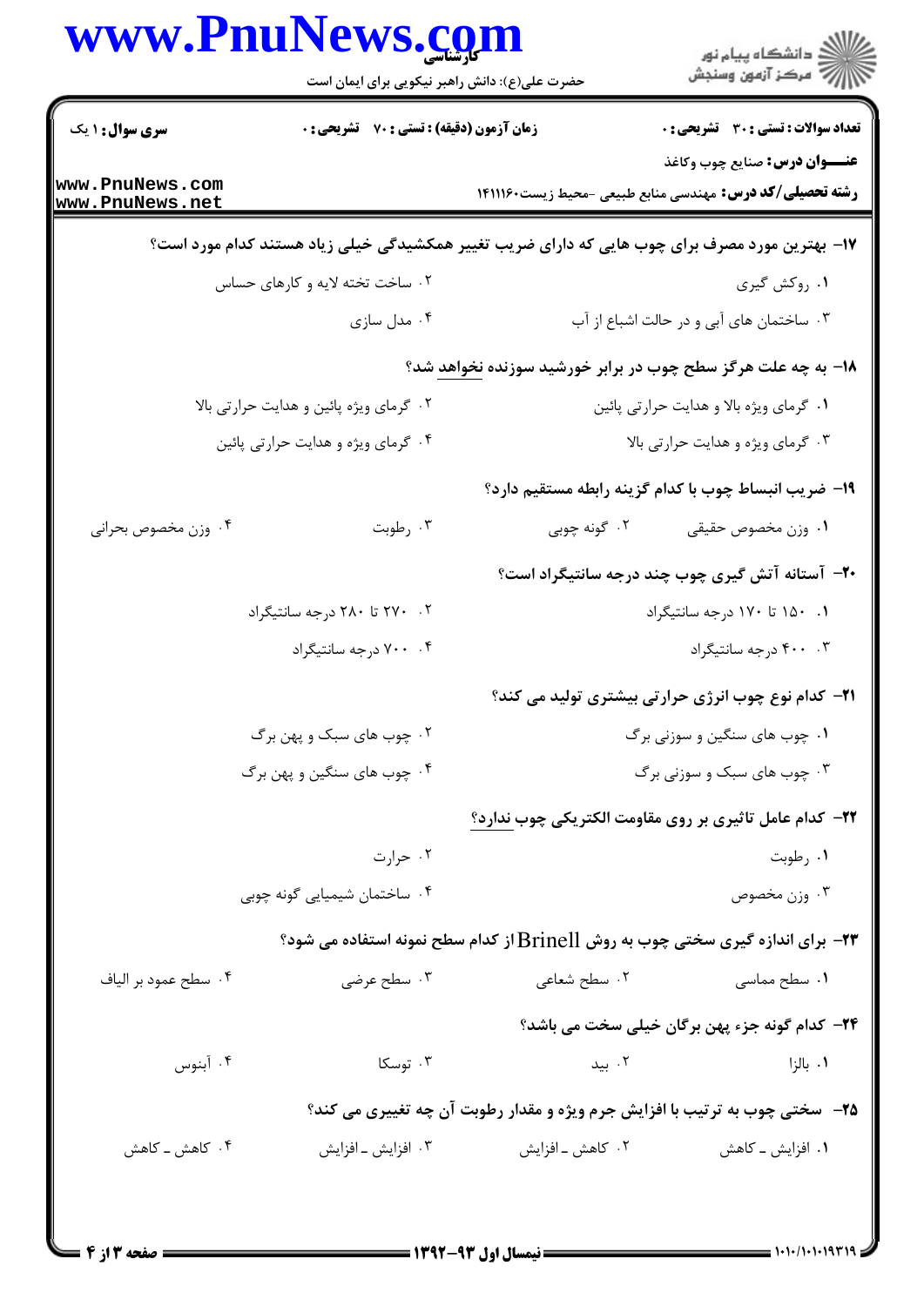**سری سوال:** ۱ یک

**زمان آزمون (دقیقه) : تستی :** ۷۰ **تشریحی :** ۰

**تعداد سوالات : تستی :** ۳۰ **تشریحی :** ۰

**عنـــوان درس:** صنایع چوب وکاغذ

**رشته تحصیلی/کد درس:** مهندسی منابع طبیعی -محیط زیست۱۴۱۱۱۶۰

**۱۷- بهترین مورد مصرف برای چوب هایی که دارای ضریب تغییر همکشیدگی خیلی زیاد هستند کدام مورد است؟**

۱. روکش گیری

۲. ساخت تخته لایه و کارهای حساس

۳. ساختمان های آبی و در حالت اشباع از آب

۴. مدل سازی

**۱۸- به چه علت هرگز سطح چوب در برابر خورشید سوزنده نخواهد شد؟**

۱. گرمای ویژه بالا و هدایت حرارتی پائین

۲. گرمای ویژه پائین و هدایت حرارتی بالا

۳. گرمای ویژه و هدایت حرارتی بالا

۴. گرمای ویژه و هدایت حرارتی پائین

**۱۹- ضریب انبساط چوب با کدام گزینه رابطه مستقیم دارد؟**

۱. وزن مخصوص حقیقی

۲. گونه چوبی

۳. رطوبت

۴. وزن مخصوص بحرانی

**۲۰- آستانه آتش گیری چوب چند درجه سانتیگراد است؟**

۱. ۱۵۰ تا ۱۷۰ درجه سانتیگراد

۲. ۲۷۰ تا ۲۸۰ درجه سانتیگراد

۳. ۴۰۰ درجه سانتیگراد

۴. ۷۰۰ درجه سانتیگراد

**۲۱- کدام نوع چوب انرژی حرارتی بیشتری تولید می کند؟**

۱. چوب های سنگین و سوزنی برگ

۲. چوب های سبک و پهن برگ

۳. چوب های سبک و سوزنی برگ

۴. چوب های سنگین و پهن برگ

**۲۲- کدام عامل تاثیری بر روی مقاومت الکتریکی چوب ندارد؟**

۱. رطوبت

۲. حرارت

۳. وزن مخصوص

۴. ساختمان شیمیایی گونه چوبی

**۲۳- برای اندازه گیری سختی چوب به روش Brinell از کدام سطح نمونه استفاده می شود؟**

۱. سطح مماسی

۲. سطح شعاعی

۳. سطح عرضی

۴. سطح عمود بر الیاف

**۲۴- کدام گونه جزء پهن برگان خیلی سخت می باشد؟**

۱. بالزا

۲. بید

۳. توسکا

۴. آبنوس

**۲۵- سختی چوب به ترتیب با افزایش جرم ویژه و مقدار رطوبت آن چه تغییری می کند؟**

۱. افزایش ـ کاهش

۲. کاهش ـ افزایش

۳. افزایش ـ افزایش

۴. کاهش ـ کاهش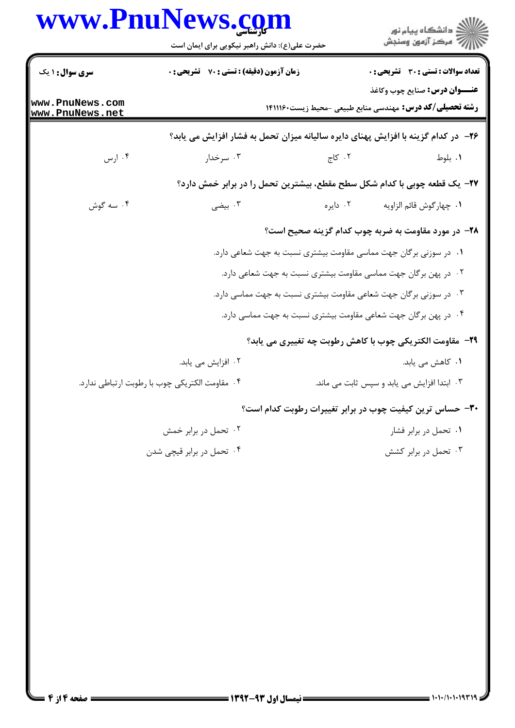۲۶- در کدام گزینه با افزایش پهنای دایره سالیانه میزان تحمل به فشار افزایش می یابد؟

۱. بلوط ۲. کاج ۳. سرخدار ۴. ارس

۲۷- یک قطعه چوبی با کدام شکل سطح مقطع، بیشترین تحمل را در برابر خمش دارد؟

۱. چهارگوش قائم الزاویه ۲. دایره ۳. بیضی ۴. سه گوش

۲۸- در مورد مقاومت به ضربه چوب کدام گزینه صحیح است؟

۱. در سوزنی برگان جهت مماسی مقاومت بیشتری نسبت به جهت شعاعی دارد.

۲. در پهن برگان جهت مماسی مقاومت بیشتری نسبت به جهت شعاعی دارد.

۳. در سوزنی برگان جهت شعاعی مقاومت بیشتری نسبت به جهت مماسی دارد.

۴. در پهن برگان جهت شعاعی مقاومت بیشتری نسبت به جهت مماسی دارد.

۲۹- مقاومت الکتریکی چوب با کاهش رطوبت چه تغییری می یابد؟

۱. کاهش می یابد. ۲. افزایش می یابد.

۳. ابتدا افزایش می یابد و سپس ثابت می ماند. ۴. مقاومت الکتریکی چوب با رطوبت ارتباطی ندارد.

۳۰- حساس ترین کیفیت چوب در برابر تغییرات رطوبت کدام است؟

۱. تحمل در برابر فشار ۲. تحمل در برابر خمش

۳. تحمل در برابر کشش ۴. تحمل در برابر قیچی شدن